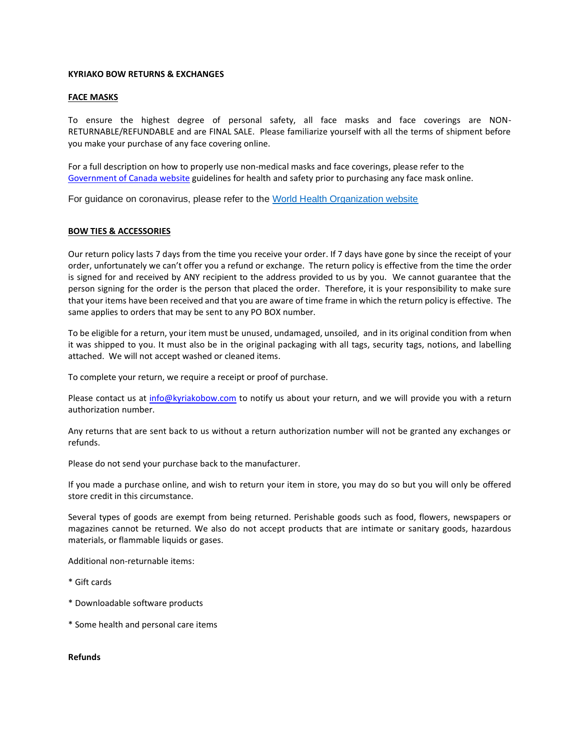**KYRIAKO BOW RETURNS & EXCHANGES**

**FACE MASKS**

To ensure the highest degree of personal safety, all face masks and face coverings are NON-RETURNABLE/REFUNDABLE and are FINAL SALE. Please familiarize yourself with all the terms of shipment before you make your purchase of any face covering online.

For a full description on how to properly use non-medical masks and face coverings, please refer to the [Government of Canada website]() guidelines for health and safety prior to purchasing any face mask online.

For guidance on coronavirus, please refer to the [World Health Organization website]()

**BOW TIES & ACCESSORIES**

Our return policy lasts 7 days from the time you receive your order. If 7 days have gone by since the receipt of your order, unfortunately we can't offer you a refund or exchange. The return policy is effective from the time the order is signed for and received by ANY recipient to the address provided to us by you. We cannot guarantee that the person signing for the order is the person that placed the order. Therefore, it is your responsibility to make sure that your items have been received and that you are aware of time frame in which the return policy is effective. The same applies to orders that may be sent to any PO BOX number.

To be eligible for a return, your item must be unused, undamaged, unsoiled, and in its original condition from when it was shipped to you. It must also be in the original packaging with all tags, security tags, notions, and labelling attached. We will not accept washed or cleaned items.

To complete your return, we require a receipt or proof of purchase.

Please contact us at info@kyriakobow.com to notify us about your return, and we will provide you with a return authorization number.

Any returns that are sent back to us without a return authorization number will not be granted any exchanges or refunds.

Please do not send your purchase back to the manufacturer.

If you made a purchase online, and wish to return your item in store, you may do so but you will only be offered store credit in this circumstance.

Several types of goods are exempt from being returned. Perishable goods such as food, flowers, newspapers or magazines cannot be returned. We also do not accept products that are intimate or sanitary goods, hazardous materials, or flammable liquids or gases.

Additional non-returnable items:

* Gift cards

* Downloadable software products

* Some health and personal care items

**Refunds**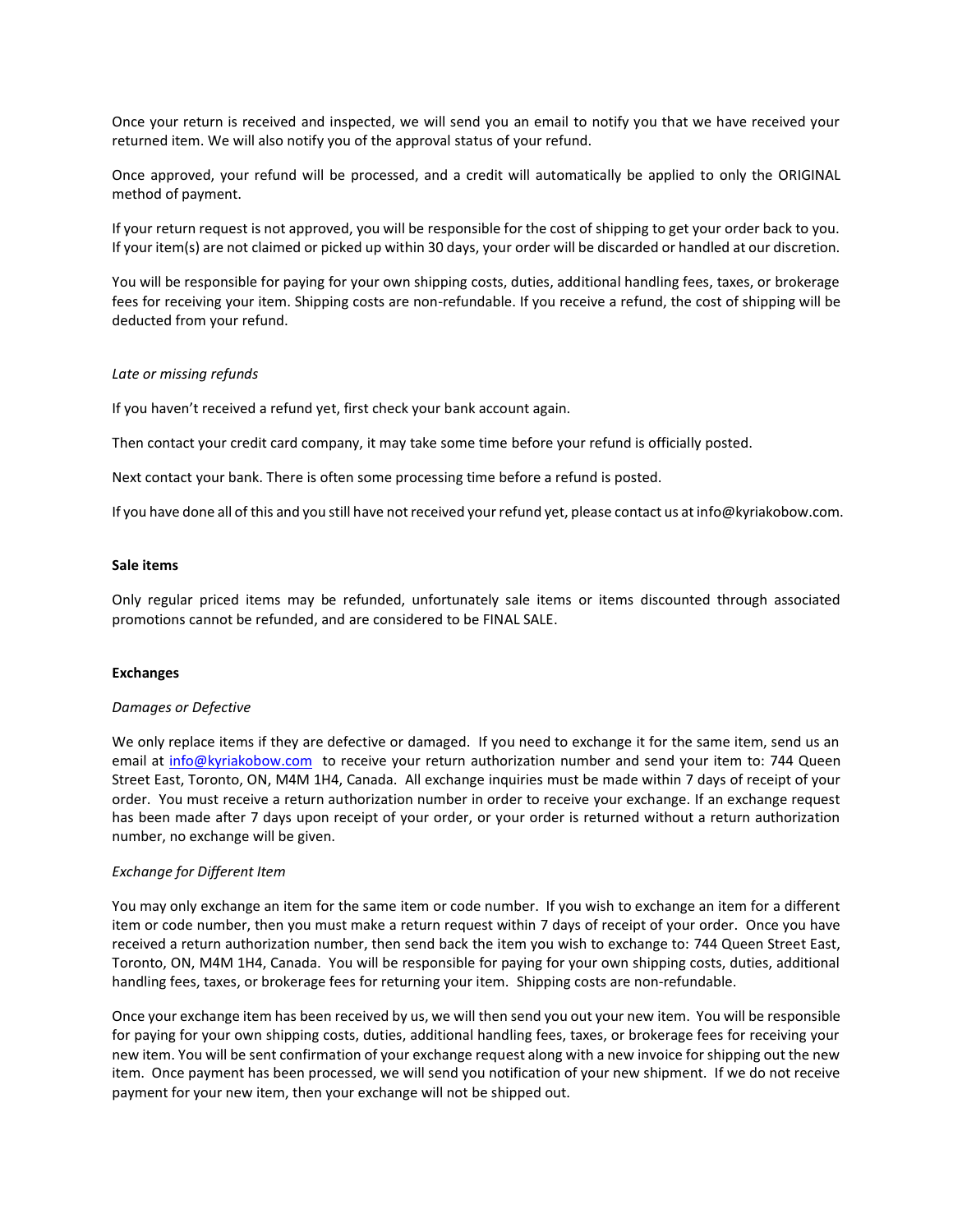Once your return is received and inspected, we will send you an email to notify you that we have received your returned item. We will also notify you of the approval status of your refund.

Once approved, your refund will be processed, and a credit will automatically be applied to only the ORIGINAL method of payment.

If your return request is not approved, you will be responsible for the cost of shipping to get your order back to you. If your item(s) are not claimed or picked up within 30 days, your order will be discarded or handled at our discretion.

You will be responsible for paying for your own shipping costs, duties, additional handling fees, taxes, or brokerage fees for receiving your item. Shipping costs are non-refundable. If you receive a refund, the cost of shipping will be deducted from your refund.

*Late or missing refunds*

If you haven't received a refund yet, first check your bank account again.

Then contact your credit card company, it may take some time before your refund is officially posted.

Next contact your bank. There is often some processing time before a refund is posted.

If you have done all of this and you still have not received your refund yet, please contact us at info@kyriakobow.com.

**Sale items**

Only regular priced items may be refunded, unfortunately sale items or items discounted through associated promotions cannot be refunded, and are considered to be FINAL SALE.

**Exchanges**

*Damages or Defective*

We only replace items if they are defective or damaged. If you need to exchange it for the same item, send us an email at [info@kyriakobow.com](mailto:info@kyriakobow.com) to receive your return authorization number and send your item to: 744 Queen Street East, Toronto, ON, M4M 1H4, Canada. All exchange inquiries must be made within 7 days of receipt of your order. You must receive a return authorization number in order to receive your exchange. If an exchange request has been made after 7 days upon receipt of your order, or your order is returned without a return authorization number, no exchange will be given.

*Exchange for Different Item*

You may only exchange an item for the same item or code number. If you wish to exchange an item for a different item or code number, then you must make a return request within 7 days of receipt of your order. Once you have received a return authorization number, then send back the item you wish to exchange to: 744 Queen Street East, Toronto, ON, M4M 1H4, Canada. You will be responsible for paying for your own shipping costs, duties, additional handling fees, taxes, or brokerage fees for returning your item. Shipping costs are non-refundable.

Once your exchange item has been received by us, we will then send you out your new item. You will be responsible for paying for your own shipping costs, duties, additional handling fees, taxes, or brokerage fees for receiving your new item. You will be sent confirmation of your exchange request along with a new invoice for shipping out the new item. Once payment has been processed, we will send you notification of your new shipment. If we do not receive payment for your new item, then your exchange will not be shipped out.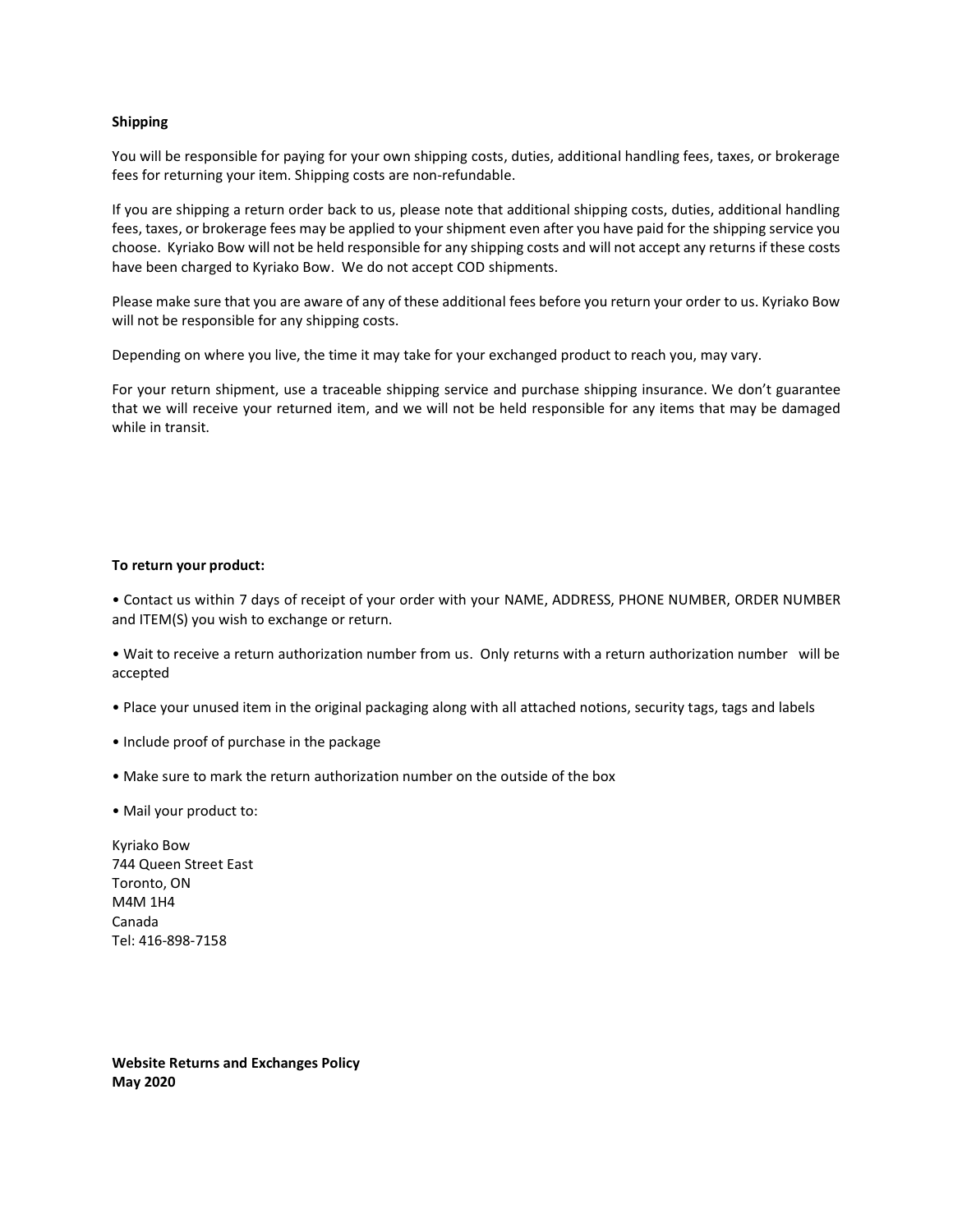**Shipping**

You will be responsible for paying for your own shipping costs, duties, additional handling fees, taxes, or brokerage fees for returning your item. Shipping costs are non-refundable.

If you are shipping a return order back to us, please note that additional shipping costs, duties, additional handling fees, taxes, or brokerage fees may be applied to your shipment even after you have paid for the shipping service you choose. Kyriako Bow will not be held responsible for any shipping costs and will not accept any returns if these costs have been charged to Kyriako Bow. We do not accept COD shipments.

Please make sure that you are aware of any of these additional fees before you return your order to us. Kyriako Bow will not be responsible for any shipping costs.

Depending on where you live, the time it may take for your exchanged product to reach you, may vary.

For your return shipment, use a traceable shipping service and purchase shipping insurance. We don't guarantee that we will receive your returned item, and we will not be held responsible for any items that may be damaged while in transit.

**To return your product:**

- Contact us within 7 days of receipt of your order with your NAME, ADDRESS, PHONE NUMBER, ORDER NUMBER and ITEM(S) you wish to exchange or return.
- Wait to receive a return authorization number from us. Only returns with a return authorization number will be accepted
- Place your unused item in the original packaging along with all attached notions, security tags, tags and labels
- Include proof of purchase in the package
- Make sure to mark the return authorization number on the outside of the box
- Mail your product to:

Kyriako Bow
744 Queen Street East
Toronto, ON
M4M 1H4
Canada
Tel: 416-898-7158

**Website Returns and Exchanges Policy**
**May 2020**